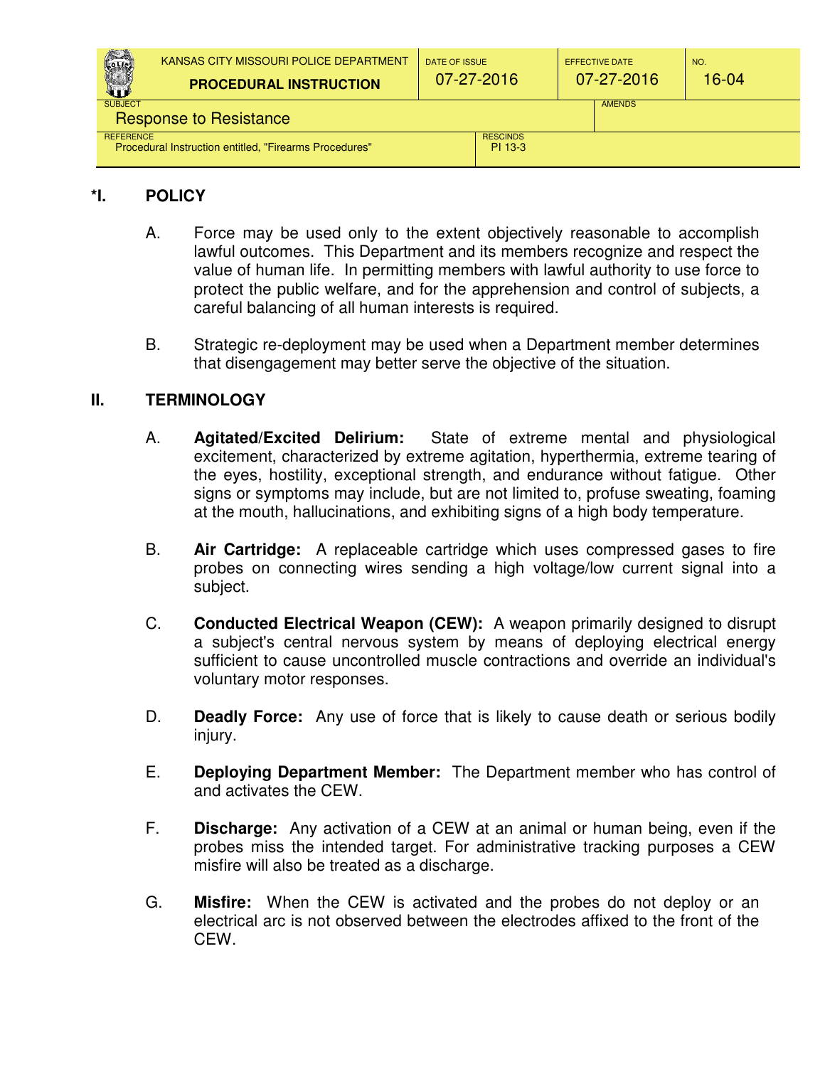| KANSAS CITY MISSOURI POLICE DEPARTMENT **PROCEDURAL INSTRUCTION** | DATE OF ISSUE 07-27-2016 | EFFECTIVE DATE 07-27-2016 | NO. 16-04 |
|---|---|---|---|
| SUBJECT Response to Resistance | | AMENDS | |
| REFERENCE Procedural Instruction entitled, "Firearms Procedures" | RESCINDS PI 13-3 | | |

## *I. POLICY

A. Force may be used only to the extent objectively reasonable to accomplish lawful outcomes. This Department and its members recognize and respect the value of human life. In permitting members with lawful authority to use force to protect the public welfare, and for the apprehension and control of subjects, a careful balancing of all human interests is required.

B. Strategic re-deployment may be used when a Department member determines that disengagement may better serve the objective of the situation.

## II. TERMINOLOGY

A. **Agitated/Excited Delirium:** State of extreme mental and physiological excitement, characterized by extreme agitation, hyperthermia, extreme tearing of the eyes, hostility, exceptional strength, and endurance without fatigue. Other signs or symptoms may include, but are not limited to, profuse sweating, foaming at the mouth, hallucinations, and exhibiting signs of a high body temperature.

B. **Air Cartridge:** A replaceable cartridge which uses compressed gases to fire probes on connecting wires sending a high voltage/low current signal into a subject.

C. **Conducted Electrical Weapon (CEW):** A weapon primarily designed to disrupt a subject's central nervous system by means of deploying electrical energy sufficient to cause uncontrolled muscle contractions and override an individual's voluntary motor responses.

D. **Deadly Force:** Any use of force that is likely to cause death or serious bodily injury.

E. **Deploying Department Member:** The Department member who has control of and activates the CEW.

F. **Discharge:** Any activation of a CEW at an animal or human being, even if the probes miss the intended target. For administrative tracking purposes a CEW misfire will also be treated as a discharge.

G. **Misfire:** When the CEW is activated and the probes do not deploy or an electrical arc is not observed between the electrodes affixed to the front of the CEW.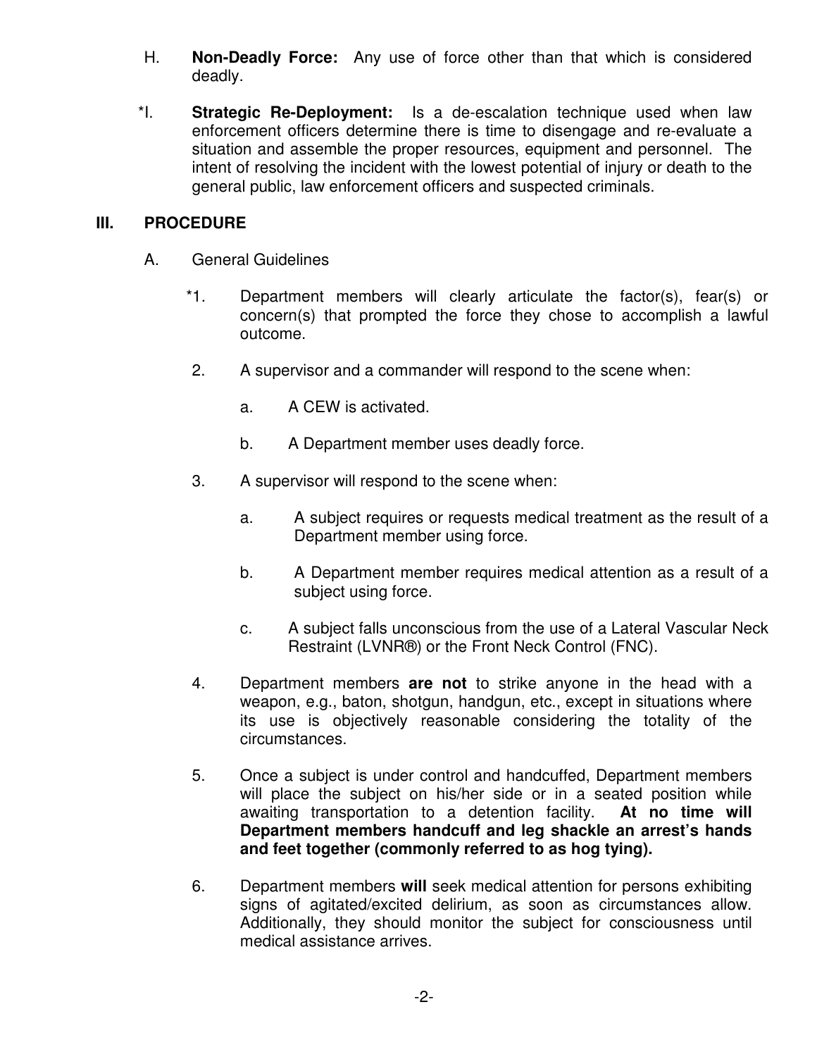H. **Non-Deadly Force:** Any use of force other than that which is considered deadly.

*I. **Strategic Re-Deployment:** Is a de-escalation technique used when law enforcement officers determine there is time to disengage and re-evaluate a situation and assemble the proper resources, equipment and personnel. The intent of resolving the incident with the lowest potential of injury or death to the general public, law enforcement officers and suspected criminals.

## III. PROCEDURE

A. General Guidelines

*1. Department members will clearly articulate the factor(s), fear(s) or concern(s) that prompted the force they chose to accomplish a lawful outcome.

2. A supervisor and a commander will respond to the scene when:

   a. A CEW is activated.

   b. A Department member uses deadly force.

3. A supervisor will respond to the scene when:

   a. A subject requires or requests medical treatment as the result of a Department member using force.

   b. A Department member requires medical attention as a result of a subject using force.

   c. A subject falls unconscious from the use of a Lateral Vascular Neck Restraint (LVNR®) or the Front Neck Control (FNC).

4. Department members **are not** to strike anyone in the head with a weapon, e.g., baton, shotgun, handgun, etc., except in situations where its use is objectively reasonable considering the totality of the circumstances.

5. Once a subject is under control and handcuffed, Department members will place the subject on his/her side or in a seated position while awaiting transportation to a detention facility. **At no time will Department members handcuff and leg shackle an arrest's hands and feet together (commonly referred to as hog tying).**

6. Department members **will** seek medical attention for persons exhibiting signs of agitated/excited delirium, as soon as circumstances allow. Additionally, they should monitor the subject for consciousness until medical assistance arrives.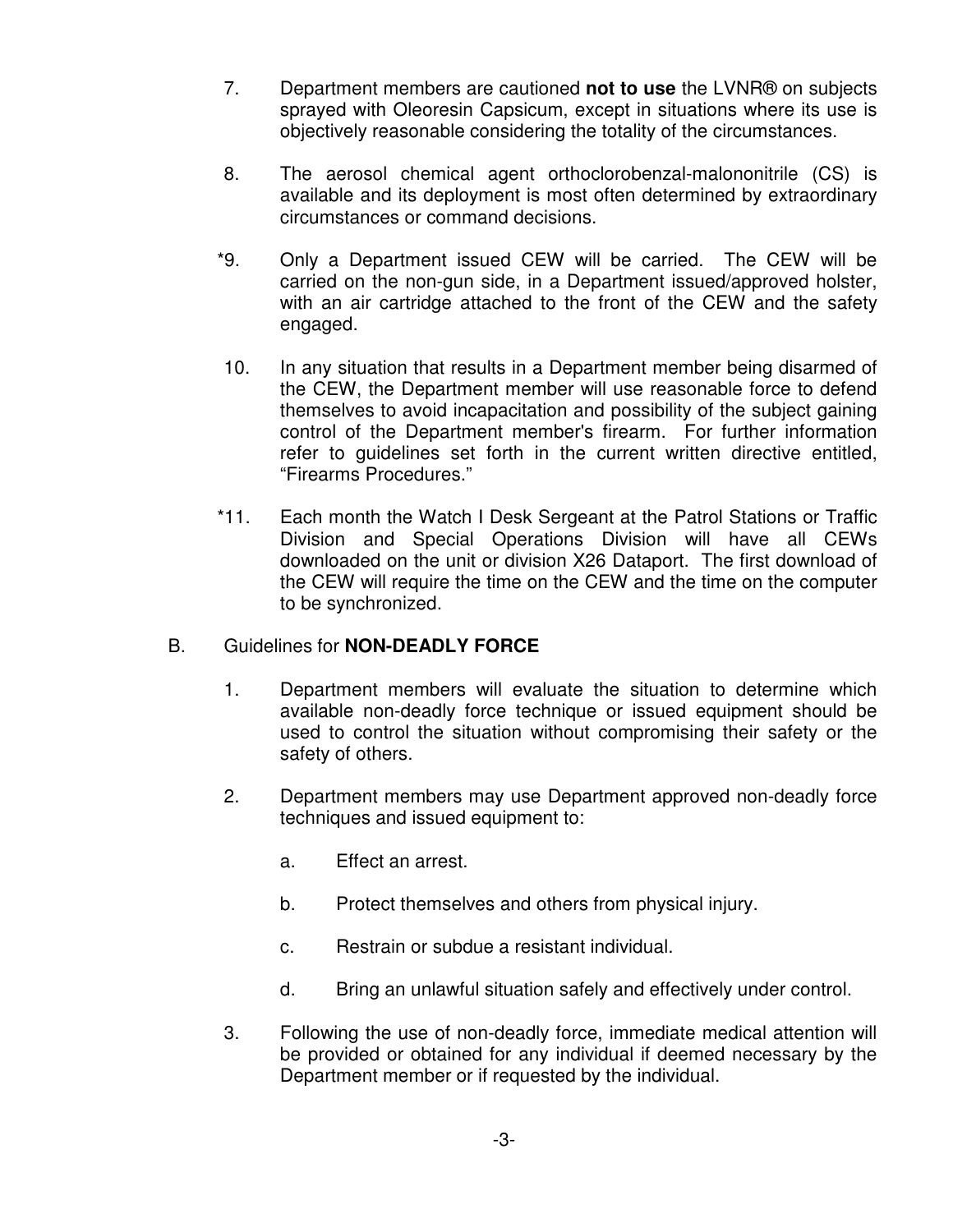7. Department members are cautioned **not to use** the LVNR® on subjects sprayed with Oleoresin Capsicum, except in situations where its use is objectively reasonable considering the totality of the circumstances.

8. The aerosol chemical agent orthoclorobenzal-malononitrile (CS) is available and its deployment is most often determined by extraordinary circumstances or command decisions.

*9. Only a Department issued CEW will be carried. The CEW will be carried on the non-gun side, in a Department issued/approved holster, with an air cartridge attached to the front of the CEW and the safety engaged.

10. In any situation that results in a Department member being disarmed of the CEW, the Department member will use reasonable force to defend themselves to avoid incapacitation and possibility of the subject gaining control of the Department member's firearm. For further information refer to guidelines set forth in the current written directive entitled, “Firearms Procedures.”

*11. Each month the Watch I Desk Sergeant at the Patrol Stations or Traffic Division and Special Operations Division will have all CEWs downloaded on the unit or division X26 Dataport. The first download of the CEW will require the time on the CEW and the time on the computer to be synchronized.

B. Guidelines for **NON-DEADLY FORCE**

1. Department members will evaluate the situation to determine which available non-deadly force technique or issued equipment should be used to control the situation without compromising their safety or the safety of others.

2. Department members may use Department approved non-deadly force techniques and issued equipment to:

   a. Effect an arrest.

   b. Protect themselves and others from physical injury.

   c. Restrain or subdue a resistant individual.

   d. Bring an unlawful situation safely and effectively under control.

3. Following the use of non-deadly force, immediate medical attention will be provided or obtained for any individual if deemed necessary by the Department member or if requested by the individual.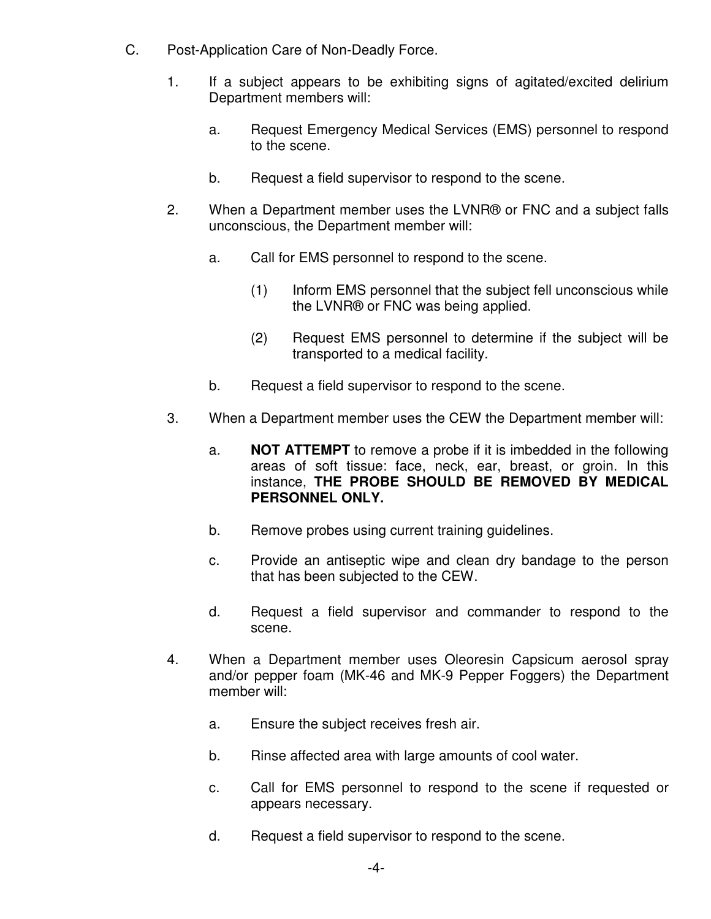C. Post-Application Care of Non-Deadly Force.

1. If a subject appears to be exhibiting signs of agitated/excited delirium Department members will:

   a. Request Emergency Medical Services (EMS) personnel to respond to the scene.

   b. Request a field supervisor to respond to the scene.

2. When a Department member uses the LVNR® or FNC and a subject falls unconscious, the Department member will:

   a. Call for EMS personnel to respond to the scene.

      (1) Inform EMS personnel that the subject fell unconscious while the LVNR® or FNC was being applied.

      (2) Request EMS personnel to determine if the subject will be transported to a medical facility.

   b. Request a field supervisor to respond to the scene.

3. When a Department member uses the CEW the Department member will:

   a. **NOT ATTEMPT** to remove a probe if it is imbedded in the following areas of soft tissue: face, neck, ear, breast, or groin. In this instance, **THE PROBE SHOULD BE REMOVED BY MEDICAL PERSONNEL ONLY.**

   b. Remove probes using current training guidelines.

   c. Provide an antiseptic wipe and clean dry bandage to the person that has been subjected to the CEW.

   d. Request a field supervisor and commander to respond to the scene.

4. When a Department member uses Oleoresin Capsicum aerosol spray and/or pepper foam (MK-46 and MK-9 Pepper Foggers) the Department member will:

   a. Ensure the subject receives fresh air.

   b. Rinse affected area with large amounts of cool water.

   c. Call for EMS personnel to respond to the scene if requested or appears necessary.

   d. Request a field supervisor to respond to the scene.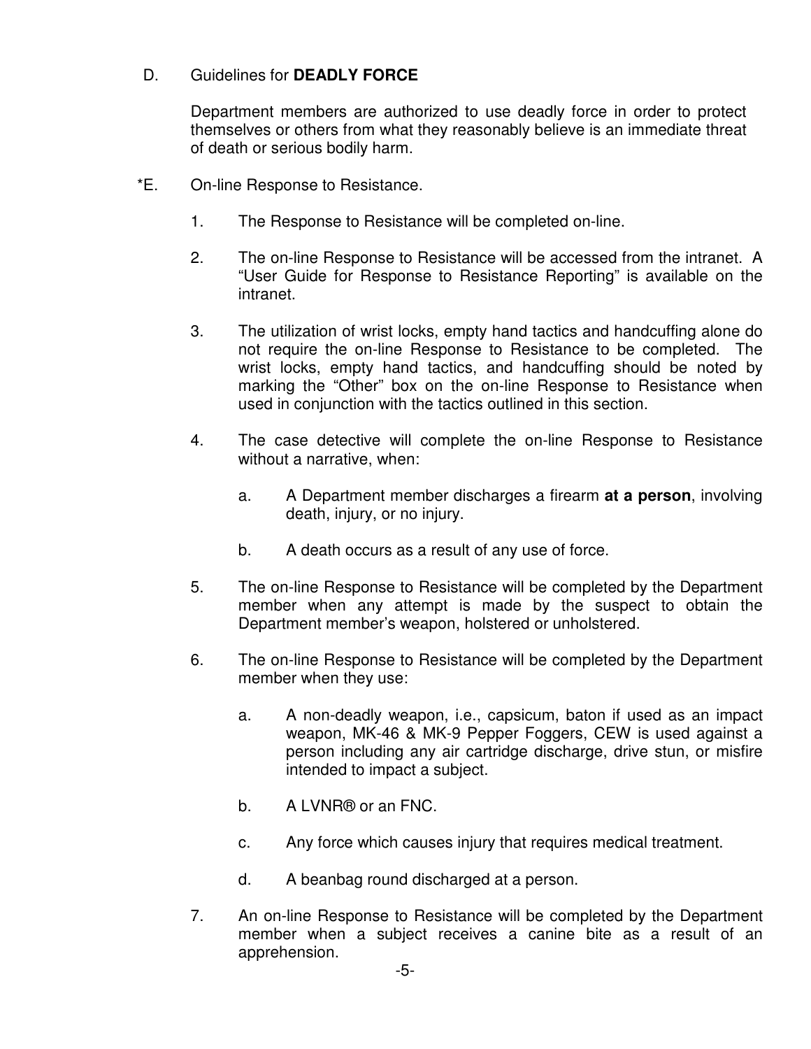D. Guidelines for **DEADLY FORCE**

Department members are authorized to use deadly force in order to protect themselves or others from what they reasonably believe is an immediate threat of death or serious bodily harm.

*E. On-line Response to Resistance.

1. The Response to Resistance will be completed on-line.

2. The on-line Response to Resistance will be accessed from the intranet. A "User Guide for Response to Resistance Reporting" is available on the intranet.

3. The utilization of wrist locks, empty hand tactics and handcuffing alone do not require the on-line Response to Resistance to be completed. The wrist locks, empty hand tactics, and handcuffing should be noted by marking the "Other" box on the on-line Response to Resistance when used in conjunction with the tactics outlined in this section.

4. The case detective will complete the on-line Response to Resistance without a narrative, when:

   a. A Department member discharges a firearm **at a person**, involving death, injury, or no injury.

   b. A death occurs as a result of any use of force.

5. The on-line Response to Resistance will be completed by the Department member when any attempt is made by the suspect to obtain the Department member's weapon, holstered or unholstered.

6. The on-line Response to Resistance will be completed by the Department member when they use:

   a. A non-deadly weapon, i.e., capsicum, baton if used as an impact weapon, MK-46 & MK-9 Pepper Foggers, CEW is used against a person including any air cartridge discharge, drive stun, or misfire intended to impact a subject.

   b. A LVNR® or an FNC.

   c. Any force which causes injury that requires medical treatment.

   d. A beanbag round discharged at a person.

7. An on-line Response to Resistance will be completed by the Department member when a subject receives a canine bite as a result of an apprehension.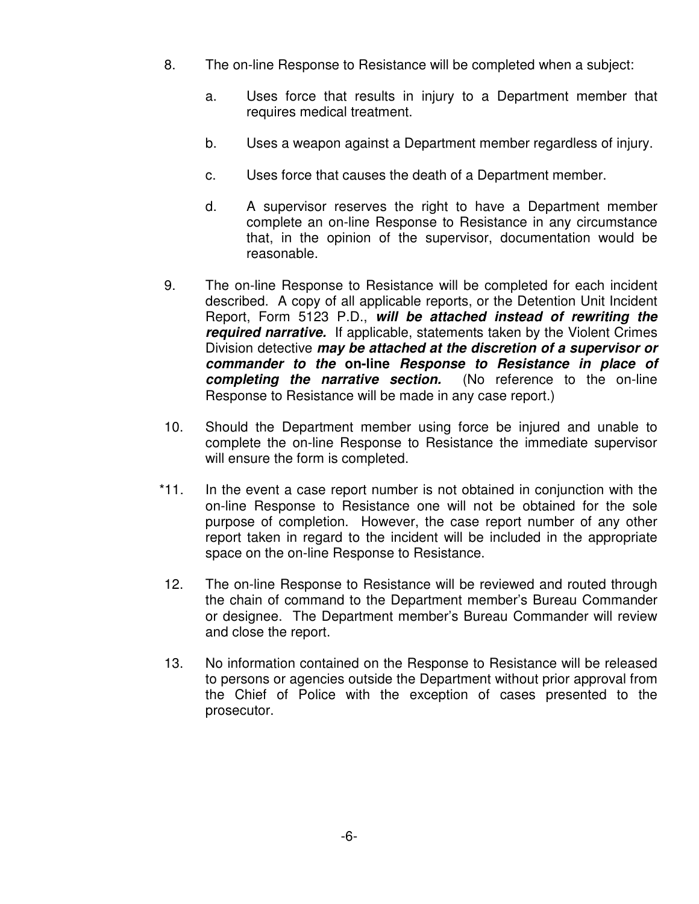8. The on-line Response to Resistance will be completed when a subject:

    a. Uses force that results in injury to a Department member that requires medical treatment.

    b. Uses a weapon against a Department member regardless of injury.

    c. Uses force that causes the death of a Department member.

    d. A supervisor reserves the right to have a Department member complete an on-line Response to Resistance in any circumstance that, in the opinion of the supervisor, documentation would be reasonable.

9. The on-line Response to Resistance will be completed for each incident described. A copy of all applicable reports, or the Detention Unit Incident Report, Form 5123 P.D., ***will be attached instead of rewriting the required narrative.*** If applicable, statements taken by the Violent Crimes Division detective ***may be attached at the discretion of a supervisor or commander to the* on-line *Response to Resistance in place of completing the narrative section.*** (No reference to the on-line Response to Resistance will be made in any case report.)

10. Should the Department member using force be injured and unable to complete the on-line Response to Resistance the immediate supervisor will ensure the form is completed.

*11. In the event a case report number is not obtained in conjunction with the on-line Response to Resistance one will not be obtained for the sole purpose of completion. However, the case report number of any other report taken in regard to the incident will be included in the appropriate space on the on-line Response to Resistance.

12. The on-line Response to Resistance will be reviewed and routed through the chain of command to the Department member's Bureau Commander or designee. The Department member's Bureau Commander will review and close the report.

13. No information contained on the Response to Resistance will be released to persons or agencies outside the Department without prior approval from the Chief of Police with the exception of cases presented to the prosecutor.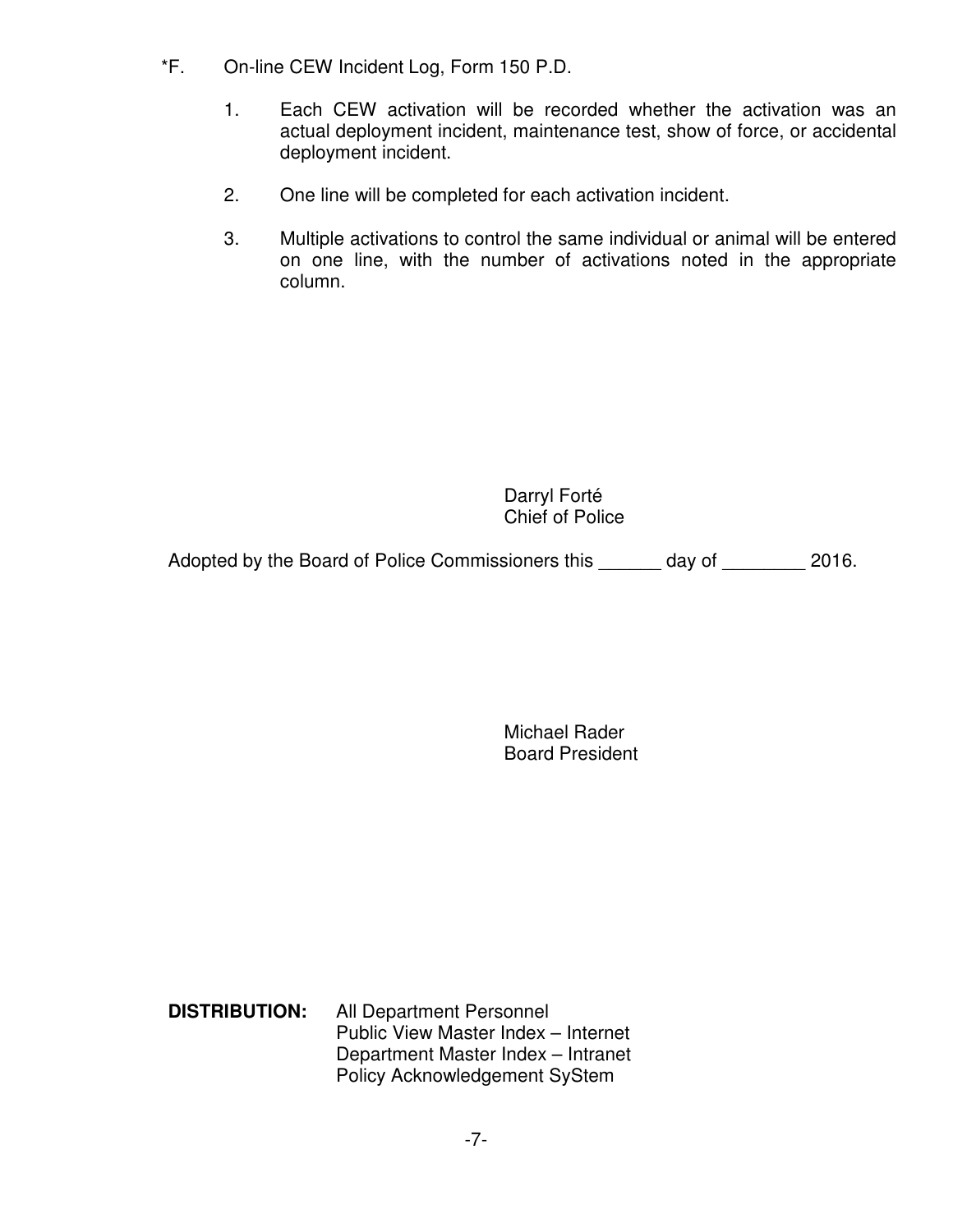*F. On-line CEW Incident Log, Form 150 P.D.

1. Each CEW activation will be recorded whether the activation was an actual deployment incident, maintenance test, show of force, or accidental deployment incident.

2. One line will be completed for each activation incident.

3. Multiple activations to control the same individual or animal will be entered on one line, with the number of activations noted in the appropriate column.

Darryl Forté
Chief of Police

Adopted by the Board of Police Commissioners this ______ day of ________ 2016.

Michael Rader
Board President

**DISTRIBUTION:** All Department Personnel
Public View Master Index – Internet
Department Master Index – Intranet
Policy Acknowledgement SyStem